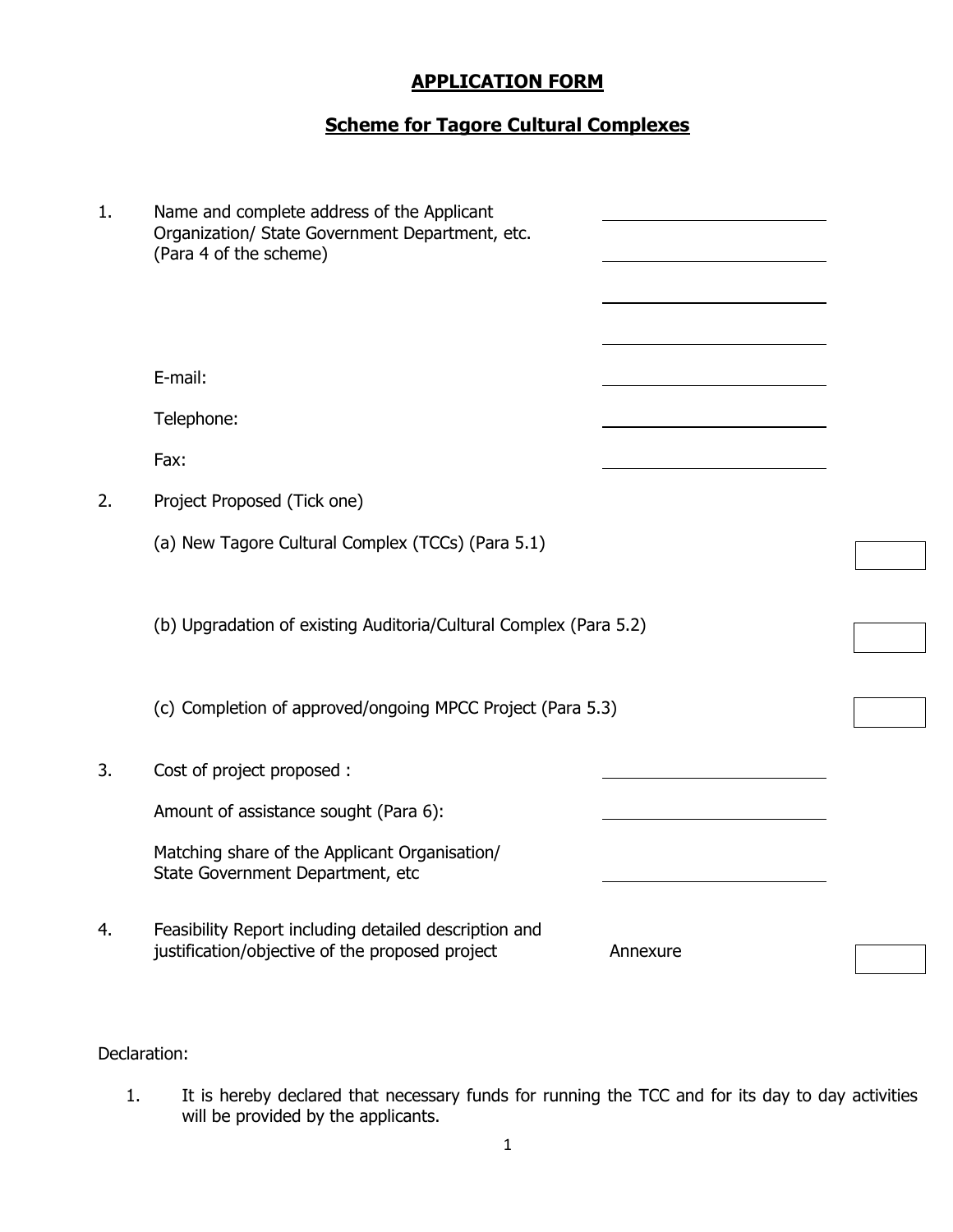# APPLICATION FORM

## Scheme for Tagore Cultural Complexes

1. Name and complete address of the Applicant Organization/ State Government Department, etc. (Para 4 of the scheme) ____________________

   ____________________

   ____________________

   ____________________

   E-mail: ____________________

   Telephone: ____________________

   Fax: ____________________

2. Project Proposed (Tick one)

   (a) New Tagore Cultural Complex (TCCs) (Para 5.1) ☐

   (b) Upgradation of existing Auditoria/Cultural Complex (Para 5.2) ☐

   (c) Completion of approved/ongoing MPCC Project (Para 5.3) ☐

3. Cost of project proposed : ____________________

   Amount of assistance sought (Para 6): ____________________

   Matching share of the Applicant Organisation/ State Government Department, etc ____________________

4. Feasibility Report including detailed description and justification/objective of the proposed project    Annexure ☐

Declaration:

1. It is hereby declared that necessary funds for running the TCC and for its day to day activities will be provided by the applicants.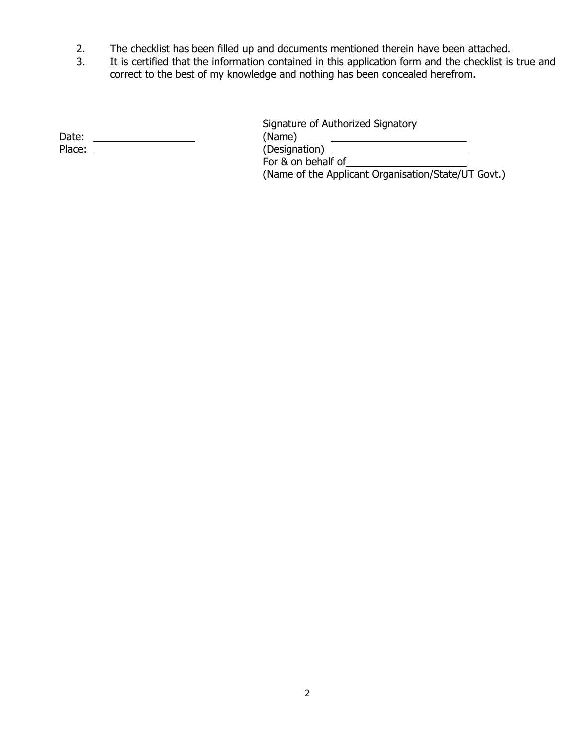2. The checklist has been filled up and documents mentioned therein have been attached.
3. It is certified that the information contained in this application form and the checklist is true and correct to the best of my knowledge and nothing has been concealed herefrom.

Signature of Authorized Signatory

Date: ____________________ (Name) ____________________

Place: ____________________ (Designation) ____________________

For & on behalf of____________________

(Name of the Applicant Organisation/State/UT Govt.)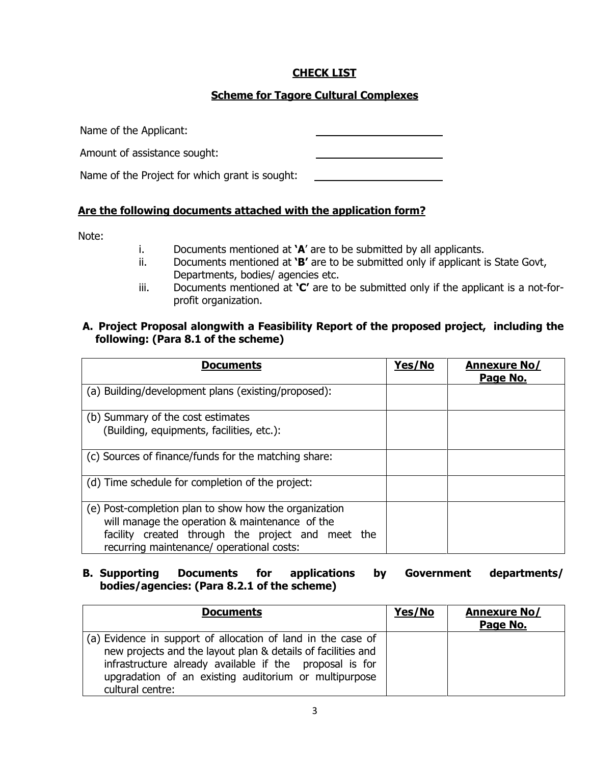## CHECK LIST

### Scheme for Tagore Cultural Complexes

Name of the Applicant: ______________________

Amount of assistance sought: ______________________

Name of the Project for which grant is sought: ______________________

**Are the following documents attached with the application form?**

Note:

i. Documents mentioned at **'A'** are to be submitted by all applicants.

ii. Documents mentioned at **'B'** are to be submitted only if applicant is State Govt, Departments, bodies/ agencies etc.

iii. Documents mentioned at **'C'** are to be submitted only if the applicant is a not-for-profit organization.

**A. Project Proposal alongwith a Feasibility Report of the proposed project, including the following: (Para 8.1 of the scheme)**

| Documents | Yes/No | Annexure No/ Page No. |
|---|---|---|
| (a) Building/development plans (existing/proposed): | | |
| (b) Summary of the cost estimates (Building, equipments, facilities, etc.): | | |
| (c) Sources of finance/funds for the matching share: | | |
| (d) Time schedule for completion of the project: | | |
| (e) Post-completion plan to show how the organization will manage the operation & maintenance of the facility created through the project and meet the recurring maintenance/ operational costs: | | |

**B. Supporting Documents for applications by Government departments/ bodies/agencies: (Para 8.2.1 of the scheme)**

| Documents | Yes/No | Annexure No/ Page No. |
|---|---|---|
| (a) Evidence in support of allocation of land in the case of new projects and the layout plan & details of facilities and infrastructure already available if the proposal is for upgradation of an existing auditorium or multipurpose cultural centre: | | |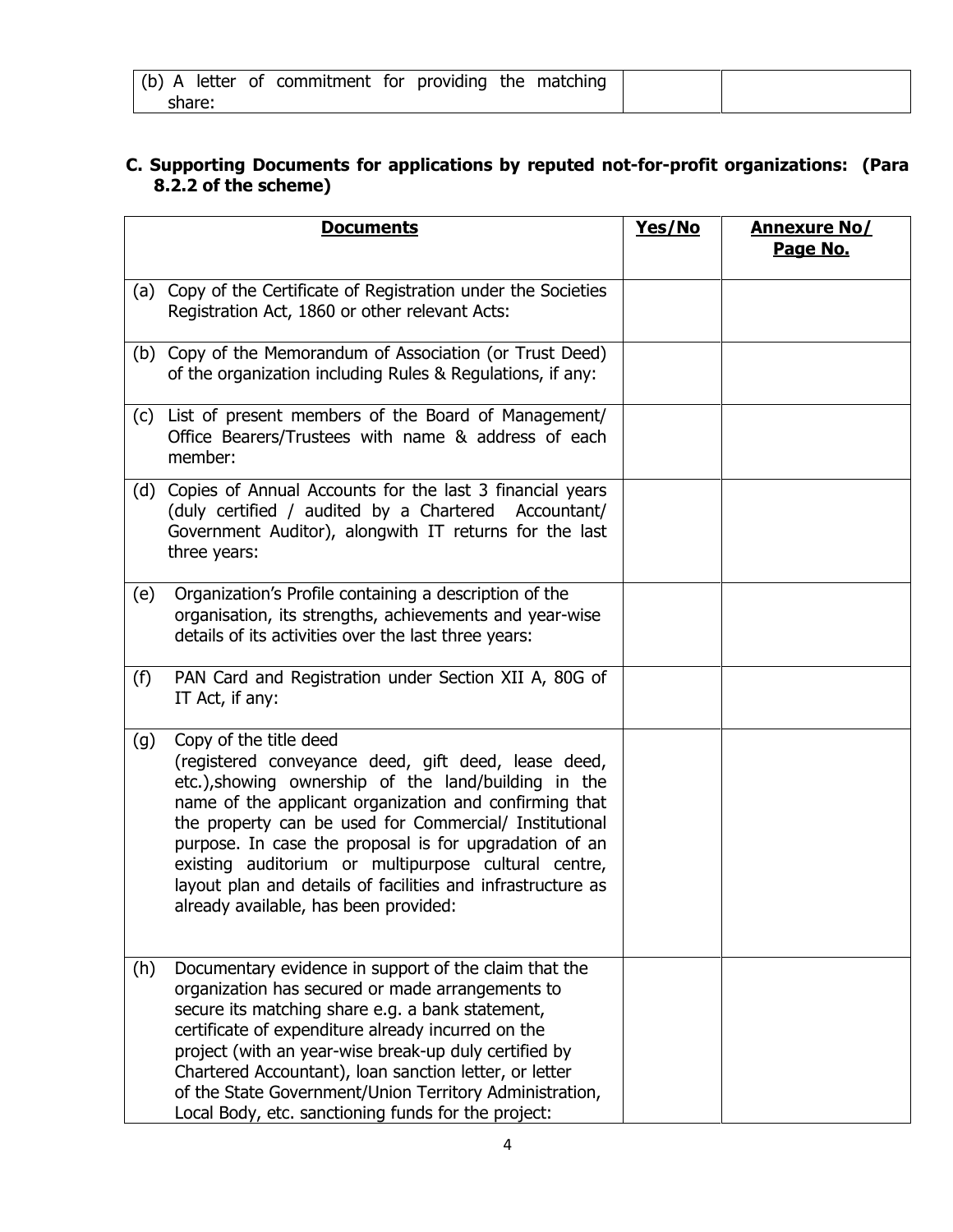| (b) A letter of commitment for providing the matching share: | | |
|---|---|---|

**C. Supporting Documents for applications by reputed not-for-profit organizations: (Para 8.2.2 of the scheme)**

| **Documents** | **Yes/No** | **Annexure No/ Page No.** |
|---|---|---|
| (a) Copy of the Certificate of Registration under the Societies Registration Act, 1860 or other relevant Acts: | | |
| (b) Copy of the Memorandum of Association (or Trust Deed) of the organization including Rules & Regulations, if any: | | |
| (c) List of present members of the Board of Management/ Office Bearers/Trustees with name & address of each member: | | |
| (d) Copies of Annual Accounts for the last 3 financial years (duly certified / audited by a Chartered Accountant/ Government Auditor), alongwith IT returns for the last three years: | | |
| (e) Organization's Profile containing a description of the organisation, its strengths, achievements and year-wise details of its activities over the last three years: | | |
| (f) PAN Card and Registration under Section XII A, 80G of IT Act, if any: | | |
| (g) Copy of the title deed (registered conveyance deed, gift deed, lease deed, etc.),showing ownership of the land/building in the name of the applicant organization and confirming that the property can be used for Commercial/ Institutional purpose. In case the proposal is for upgradation of an existing auditorium or multipurpose cultural centre, layout plan and details of facilities and infrastructure as already available, has been provided: | | |
| (h) Documentary evidence in support of the claim that the organization has secured or made arrangements to secure its matching share e.g. a bank statement, certificate of expenditure already incurred on the project (with an year-wise break-up duly certified by Chartered Accountant), loan sanction letter, or letter of the State Government/Union Territory Administration, Local Body, etc. sanctioning funds for the project: | | |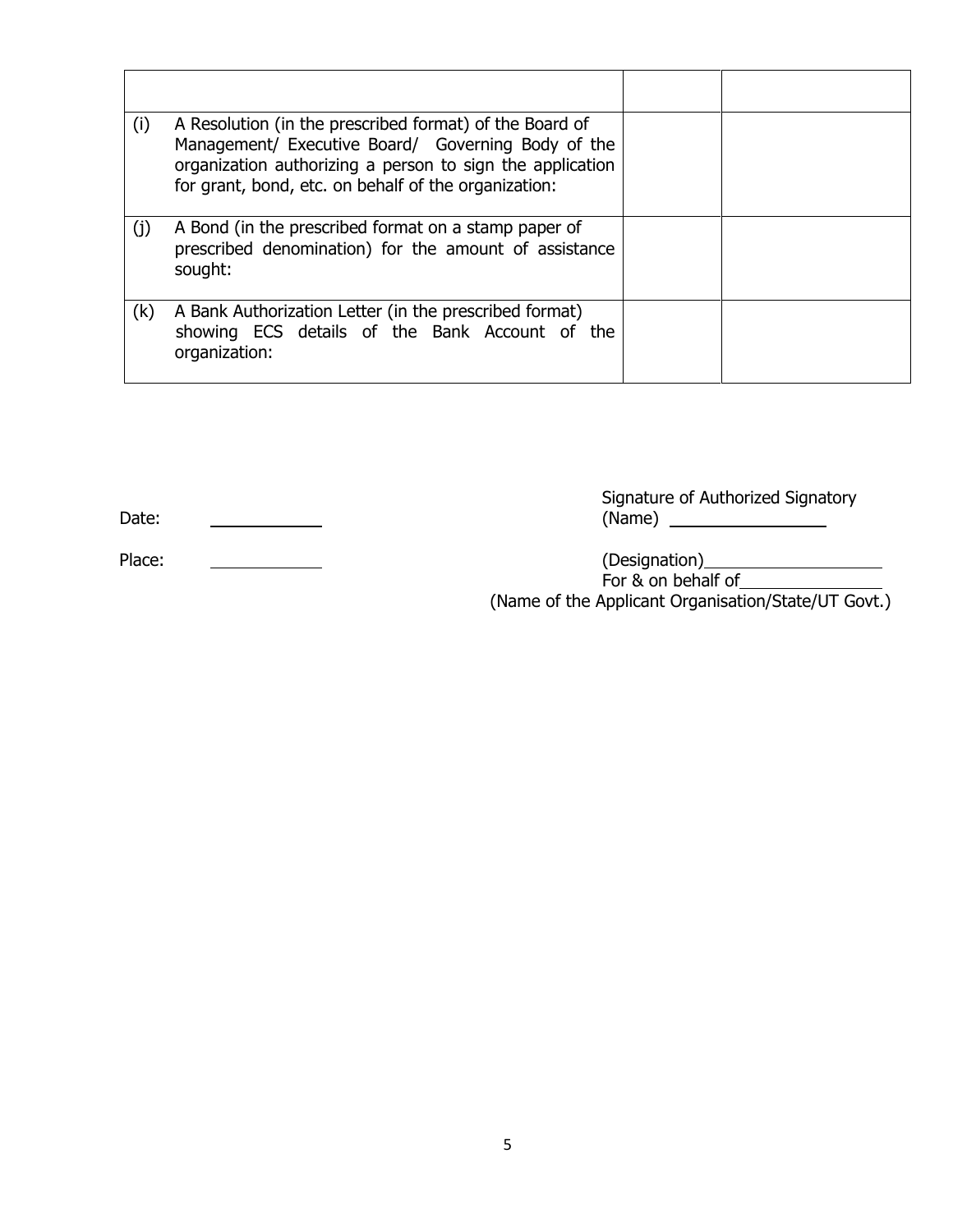| | | |
|---|---|---|
| (i) A Resolution (in the prescribed format) of the Board of Management/ Executive Board/ Governing Body of the organization authorizing a person to sign the application for grant, bond, etc. on behalf of the organization: | | |
| (j) A Bond (in the prescribed format on a stamp paper of prescribed denomination) for the amount of assistance sought: | | |
| (k) A Bank Authorization Letter (in the prescribed format) showing ECS details of the Bank Account of the organization: | | |

Date: ____________

Place: ____________

Signature of Authorized Signatory

(Name) ________________

(Designation)____________________

For & on behalf of________________

(Name of the Applicant Organisation/State/UT Govt.)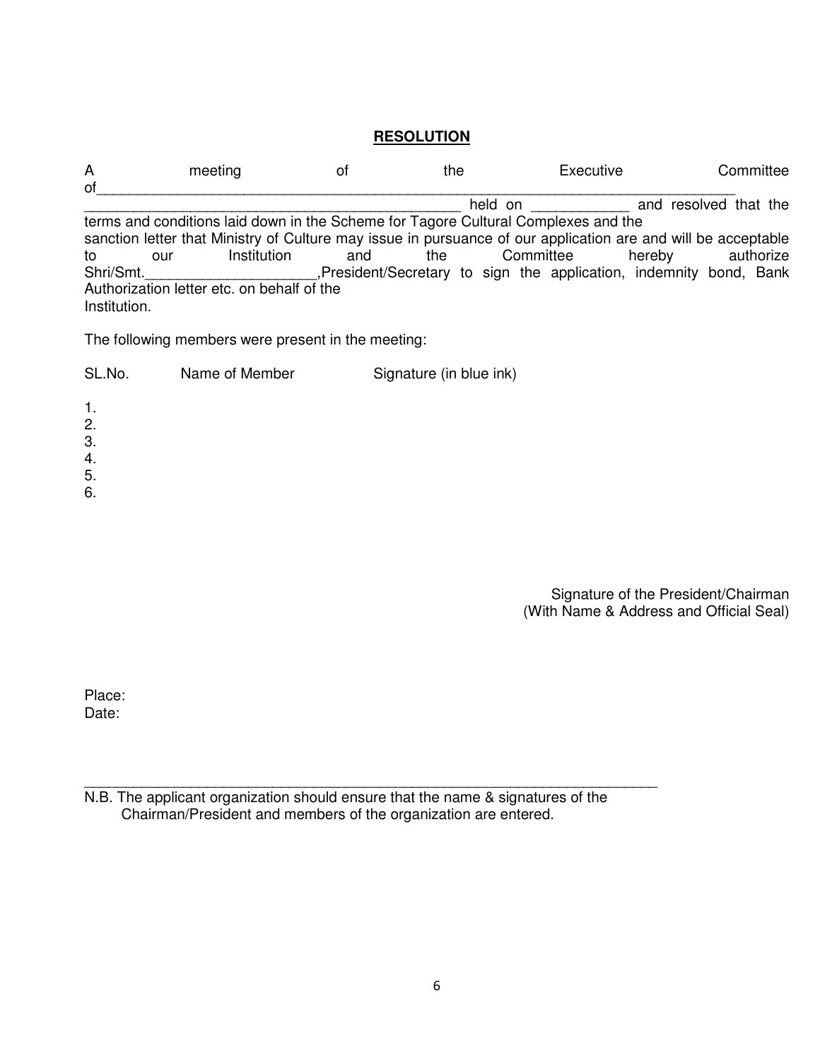## **RESOLUTION**

A meeting of the Executive Committee of_____________________________________________________________________________ _______________________________________________ held on ____________ and resolved that the terms and conditions laid down in the Scheme for Tagore Cultural Complexes and the sanction letter that Ministry of Culture may issue in pursuance of our application are and will be acceptable to our Institution and the Committee hereby authorize Shri/Smt.____________________,President/Secretary to sign the application, indemnity bond, Bank Authorization letter etc. on behalf of the Institution.

The following members were present in the meeting:

| SL.No. | Name of Member | Signature (in blue ink) |
|---|---|---|
| 1. | | |
| 2. | | |
| 3. | | |
| 4. | | |
| 5. | | |
| 6. | | |

Signature of the President/Chairman
(With Name & Address and Official Seal)

Place:
Date:

---

N.B. The applicant organization should ensure that the name & signatures of the Chairman/President and members of the organization are entered.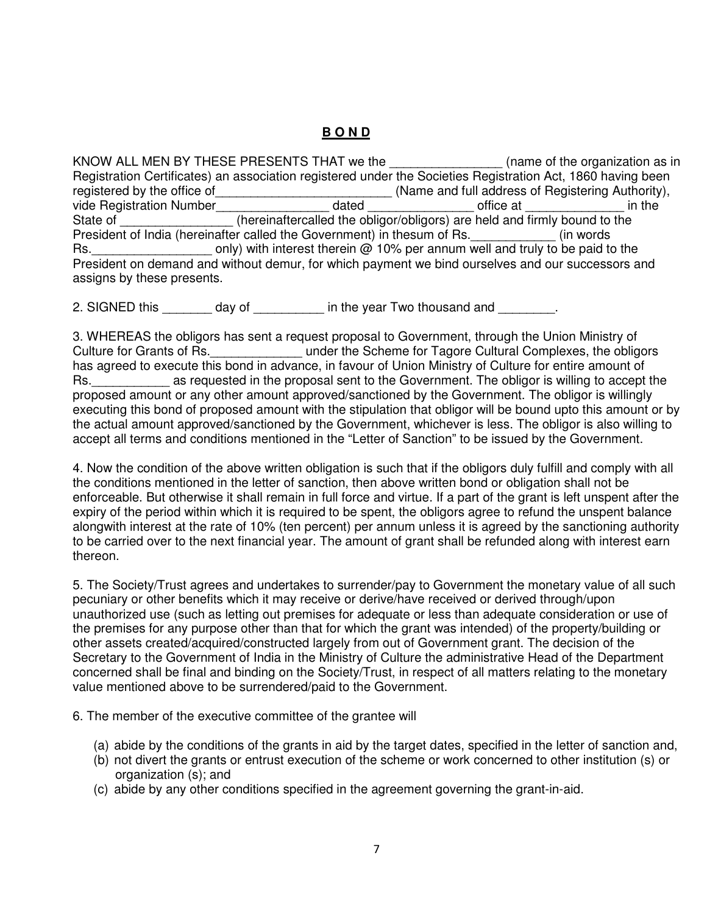# **B O N D**

KNOW ALL MEN BY THESE PRESENTS THAT we the ________________ (name of the organization as in Registration Certificates) an association registered under the Societies Registration Act, 1860 having been registered by the office of_________________________ (Name and full address of Registering Authority), vide Registration Number________________ dated _______________ office at ______________ in the State of ________________ (hereinaftercalled the obligor/obligors) are held and firmly bound to the President of India (hereinafter called the Government) in thesum of Rs.____________ (in words Rs.________________ only) with interest therein @ 10% per annum well and truly to be paid to the President on demand and without demur, for which payment we bind ourselves and our successors and assigns by these presents.

2. SIGNED this _______ day of __________ in the year Two thousand and ________.

3. WHEREAS the obligors has sent a request proposal to Government, through the Union Ministry of Culture for Grants of Rs._____________ under the Scheme for Tagore Cultural Complexes, the obligors has agreed to execute this bond in advance, in favour of Union Ministry of Culture for entire amount of Rs.___________ as requested in the proposal sent to the Government. The obligor is willing to accept the proposed amount or any other amount approved/sanctioned by the Government. The obligor is willingly executing this bond of proposed amount with the stipulation that obligor will be bound upto this amount or by the actual amount approved/sanctioned by the Government, whichever is less. The obligor is also willing to accept all terms and conditions mentioned in the "Letter of Sanction" to be issued by the Government.

4. Now the condition of the above written obligation is such that if the obligors duly fulfill and comply with all the conditions mentioned in the letter of sanction, then above written bond or obligation shall not be enforceable. But otherwise it shall remain in full force and virtue. If a part of the grant is left unspent after the expiry of the period within which it is required to be spent, the obligors agree to refund the unspent balance alongwith interest at the rate of 10% (ten percent) per annum unless it is agreed by the sanctioning authority to be carried over to the next financial year. The amount of grant shall be refunded along with interest earn thereon.

5. The Society/Trust agrees and undertakes to surrender/pay to Government the monetary value of all such pecuniary or other benefits which it may receive or derive/have received or derived through/upon unauthorized use (such as letting out premises for adequate or less than adequate consideration or use of the premises for any purpose other than that for which the grant was intended) of the property/building or other assets created/acquired/constructed largely from out of Government grant. The decision of the Secretary to the Government of India in the Ministry of Culture the administrative Head of the Department concerned shall be final and binding on the Society/Trust, in respect of all matters relating to the monetary value mentioned above to be surrendered/paid to the Government.

6. The member of the executive committee of the grantee will

(a) abide by the conditions of the grants in aid by the target dates, specified in the letter of sanction and,
(b) not divert the grants or entrust execution of the scheme or work concerned to other institution (s) or organization (s); and
(c) abide by any other conditions specified in the agreement governing the grant-in-aid.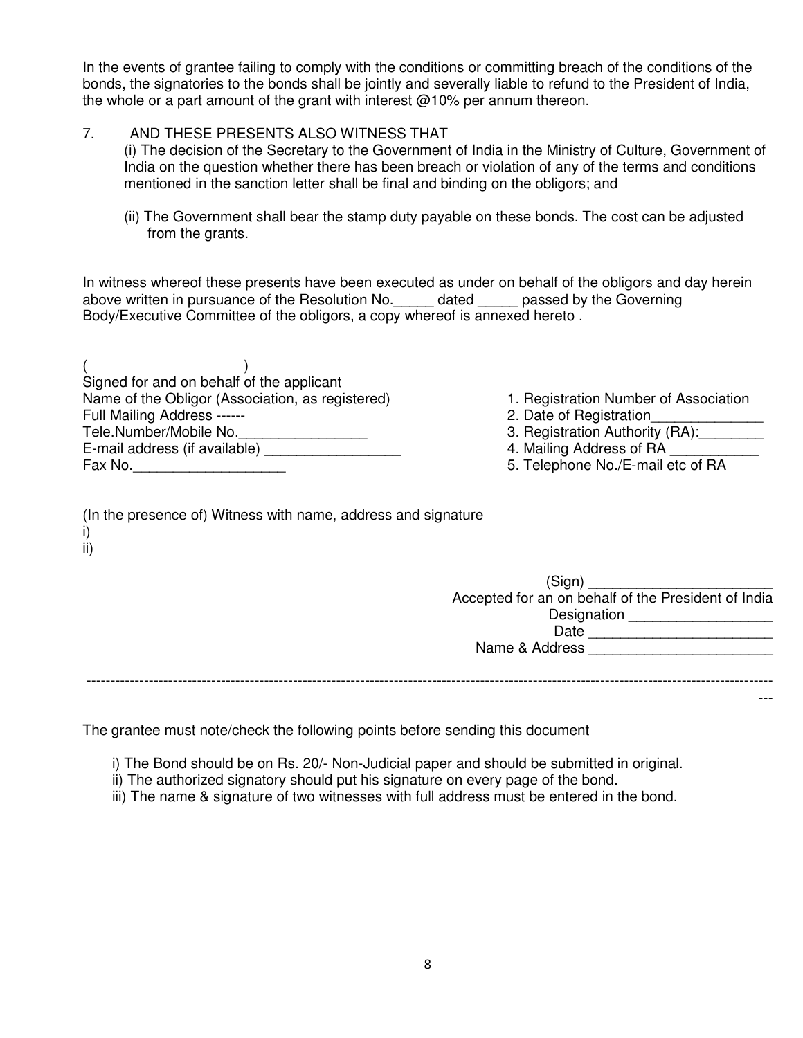In the events of grantee failing to comply with the conditions or committing breach of the conditions of the bonds, the signatories to the bonds shall be jointly and severally liable to refund to the President of India, the whole or a part amount of the grant with interest @10% per annum thereon.

7. AND THESE PRESENTS ALSO WITNESS THAT

(i) The decision of the Secretary to the Government of India in the Ministry of Culture, Government of India on the question whether there has been breach or violation of any of the terms and conditions mentioned in the sanction letter shall be final and binding on the obligors; and

(ii) The Government shall bear the stamp duty payable on these bonds. The cost can be adjusted from the grants.

In witness whereof these presents have been executed as under on behalf of the obligors and day herein above written in pursuance of the Resolution No._____ dated _____ passed by the Governing Body/Executive Committee of the obligors, a copy whereof is annexed hereto .

( )
Signed for and on behalf of the applicant
Name of the Obligor (Association, as registered)
Full Mailing Address ------
Tele.Number/Mobile No.________________
E-mail address (if available) _________________
Fax No.___________________

1. Registration Number of Association
2. Date of Registration______________
3. Registration Authority (RA):________
4. Mailing Address of RA ___________
5. Telephone No./E-mail etc of RA

(In the presence of) Witness with name, address and signature
i)
ii)

(Sign) _______________________
Accepted for an on behalf of the President of India
Designation __________________
Date _______________________
Name & Address _______________________

---

The grantee must note/check the following points before sending this document

i) The Bond should be on Rs. 20/- Non-Judicial paper and should be submitted in original.
ii) The authorized signatory should put his signature on every page of the bond.
iii) The name & signature of two witnesses with full address must be entered in the bond.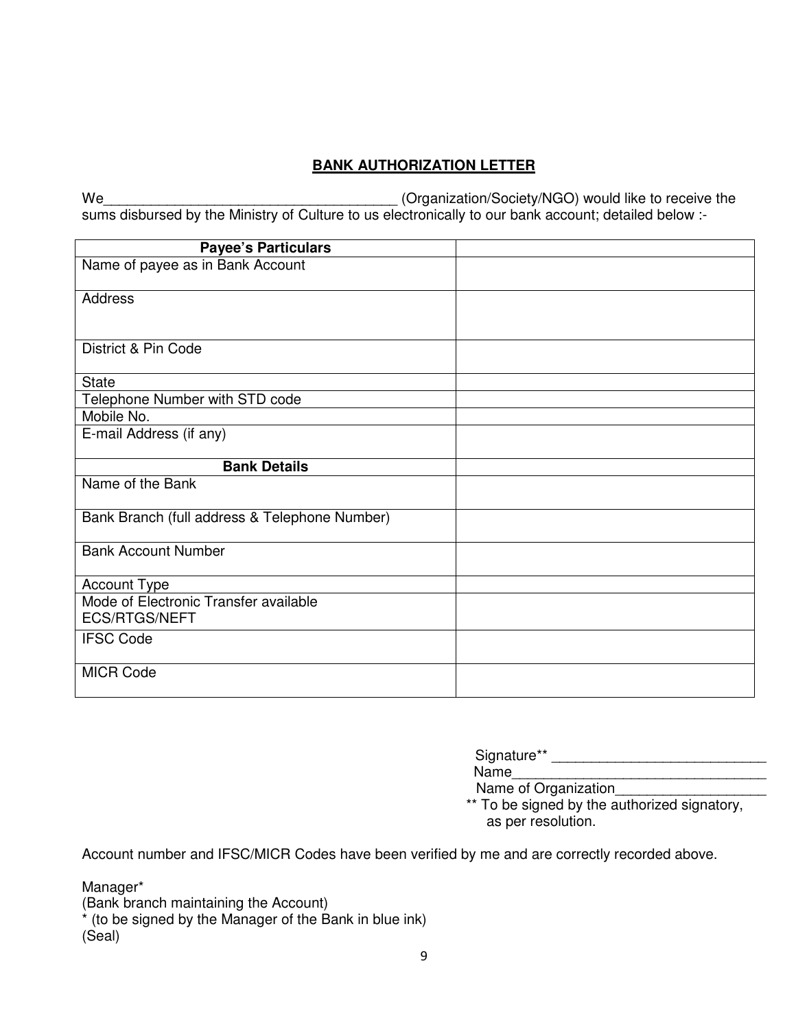**BANK AUTHORIZATION LETTER**

We_______________________________________ (Organization/Society/NGO) would like to receive the sums disbursed by the Ministry of Culture to us electronically to our bank account; detailed below :-

| **Payee's Particulars** | |
|---|---|
| Name of payee as in Bank Account | |
| Address | |
| District & Pin Code | |
| State | |
| Telephone Number with STD code | |
| Mobile No. | |
| E-mail Address (if any) | |
| **Bank Details** | |
| Name of the Bank | |
| Bank Branch (full address & Telephone Number) | |
| Bank Account Number | |
| Account Type | |
| Mode of Electronic Transfer available ECS/RTGS/NEFT | |
| IFSC Code | |
| MICR Code | |

Signature** ___________________________

Name_________________________________

Name of Organization___________________

** To be signed by the authorized signatory, as per resolution.

Account number and IFSC/MICR Codes have been verified by me and are correctly recorded above.

Manager*

(Bank branch maintaining the Account)

* (to be signed by the Manager of the Bank in blue ink)

(Seal)